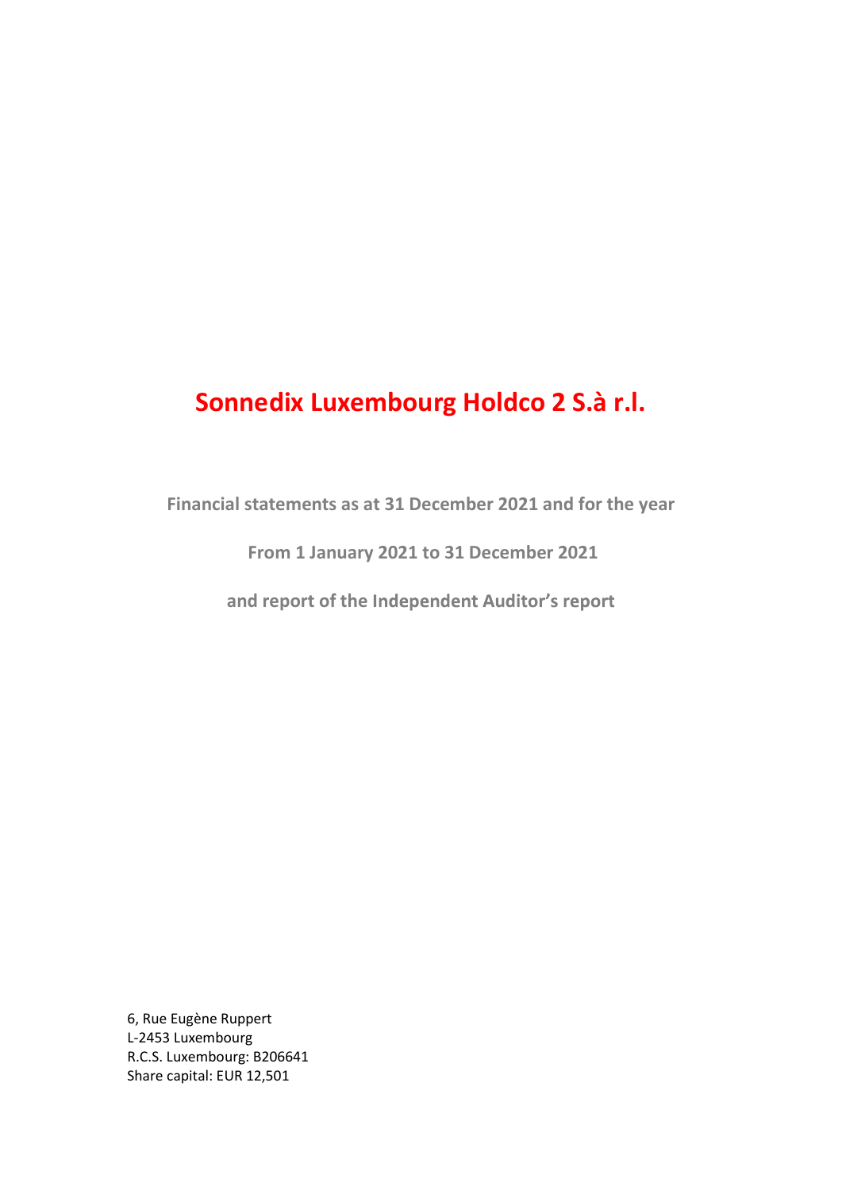# Sonnedix Luxembourg Holdco 2 S.à r.l.

**Financial statements as at 31 December 2021 and for the year**

**From 1 January 2021 to 31 December 2021**

**and report of the Independent Auditor's report**

6, Rue Eugène Ruppert
L-2453 Luxembourg
R.C.S. Luxembourg: B206641
Share capital: EUR 12,501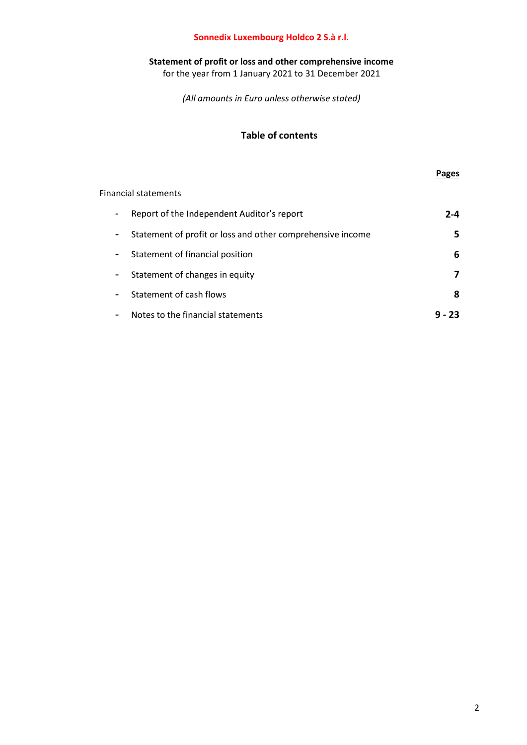**Sonnedix Luxembourg Holdco 2 S.à r.l.**

**Statement of profit or loss and other comprehensive income**
for the year from 1 January 2021 to 31 December 2021

*(All amounts in Euro unless otherwise stated)*

## Table of contents

| | Pages |
|---|---|
| Financial statements | |
| - Report of the Independent Auditor's report | **2-4** |
| - Statement of profit or loss and other comprehensive income | **5** |
| - Statement of financial position | **6** |
| - Statement of changes in equity | **7** |
| - Statement of cash flows | **8** |
| - Notes to the financial statements | **9 - 23** |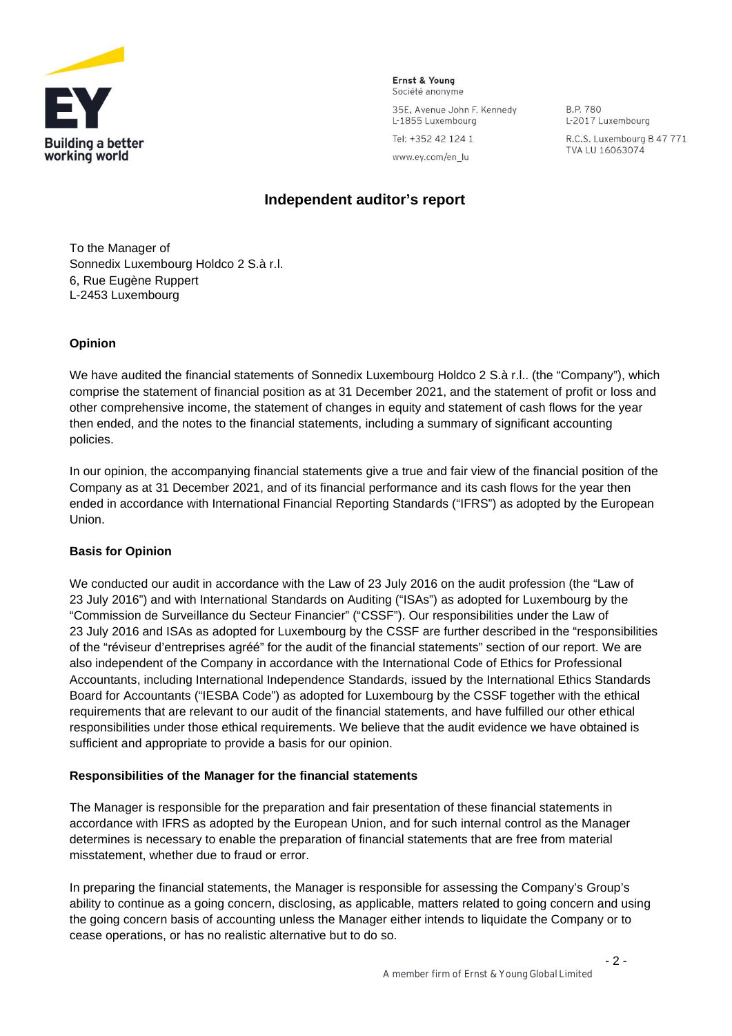**Ernst & Young**
Société anonyme

35E, Avenue John F. Kennedy
L-1855 Luxembourg

Tel: +352 42 124 1

www.ey.com/en_lu

B.P. 780
L-2017 Luxembourg

R.C.S. Luxembourg B 47 771
TVA LU 16063074

## Independent auditor's report

To the Manager of
Sonnedix Luxembourg Holdco 2 S.à r.l.
6, Rue Eugène Ruppert
L-2453 Luxembourg

### Opinion

We have audited the financial statements of Sonnedix Luxembourg Holdco 2 S.à r.l.. (the "Company"), which comprise the statement of financial position as at 31 December 2021, and the statement of profit or loss and other comprehensive income, the statement of changes in equity and statement of cash flows for the year then ended, and the notes to the financial statements, including a summary of significant accounting policies.

In our opinion, the accompanying financial statements give a true and fair view of the financial position of the Company as at 31 December 2021, and of its financial performance and its cash flows for the year then ended in accordance with International Financial Reporting Standards ("IFRS") as adopted by the European Union.

### Basis for Opinion

We conducted our audit in accordance with the Law of 23 July 2016 on the audit profession (the "Law of 23 July 2016") and with International Standards on Auditing ("ISAs") as adopted for Luxembourg by the "Commission de Surveillance du Secteur Financier" ("CSSF"). Our responsibilities under the Law of 23 July 2016 and ISAs as adopted for Luxembourg by the CSSF are further described in the "responsibilities of the "réviseur d'entreprises agréé" for the audit of the financial statements" section of our report. We are also independent of the Company in accordance with the International Code of Ethics for Professional Accountants, including International Independence Standards, issued by the International Ethics Standards Board for Accountants ("IESBA Code") as adopted for Luxembourg by the CSSF together with the ethical requirements that are relevant to our audit of the financial statements, and have fulfilled our other ethical responsibilities under those ethical requirements. We believe that the audit evidence we have obtained is sufficient and appropriate to provide a basis for our opinion.

### Responsibilities of the Manager for the financial statements

The Manager is responsible for the preparation and fair presentation of these financial statements in accordance with IFRS as adopted by the European Union, and for such internal control as the Manager determines is necessary to enable the preparation of financial statements that are free from material misstatement, whether due to fraud or error.

In preparing the financial statements, the Manager is responsible for assessing the Company's Group's ability to continue as a going concern, disclosing, as applicable, matters related to going concern and using the going concern basis of accounting unless the Manager either intends to liquidate the Company or to cease operations, or has no realistic alternative but to do so.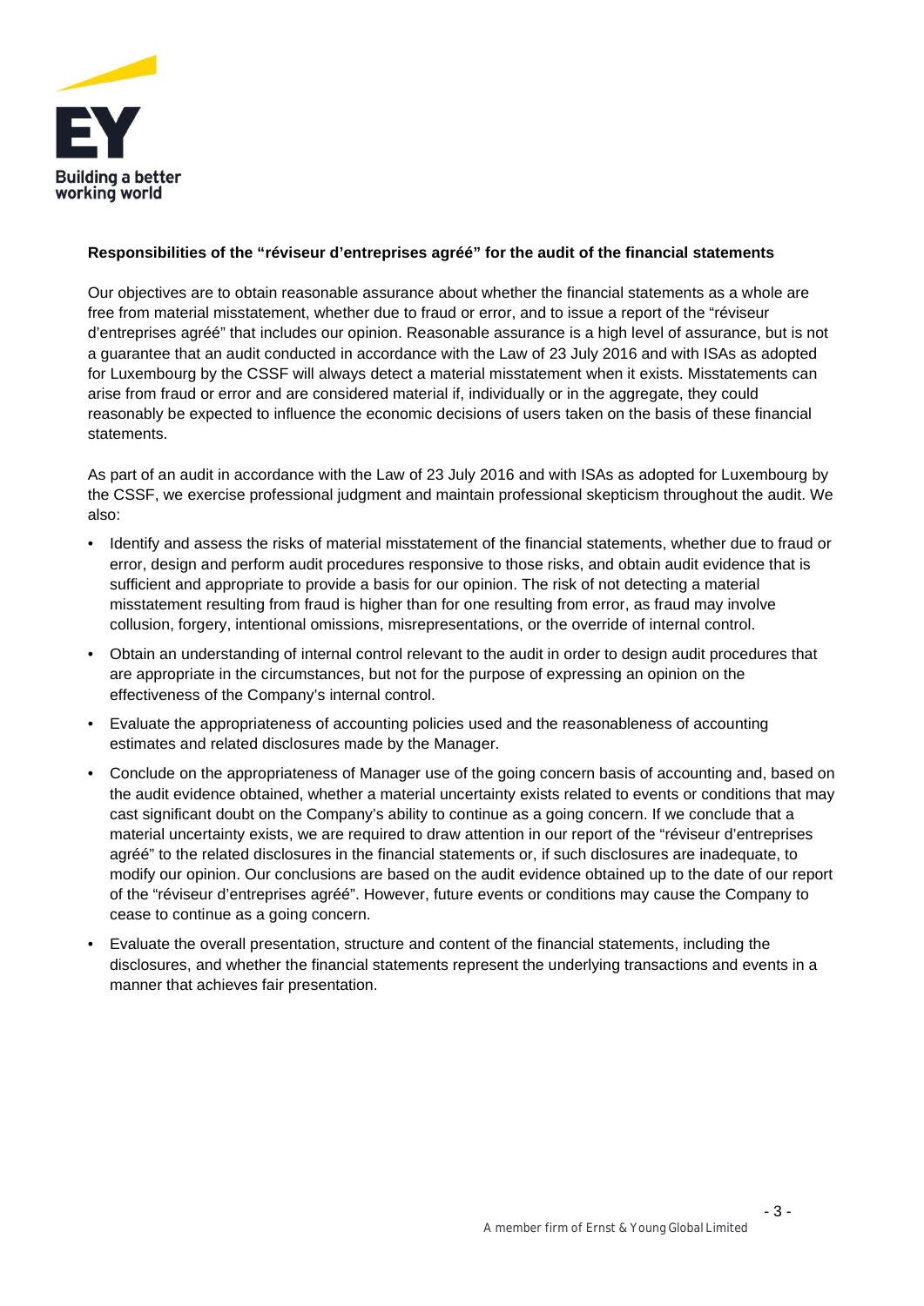**Responsibilities of the "réviseur d'entreprises agréé" for the audit of the financial statements**

Our objectives are to obtain reasonable assurance about whether the financial statements as a whole are free from material misstatement, whether due to fraud or error, and to issue a report of the "réviseur d'entreprises agréé" that includes our opinion. Reasonable assurance is a high level of assurance, but is not a guarantee that an audit conducted in accordance with the Law of 23 July 2016 and with ISAs as adopted for Luxembourg by the CSSF will always detect a material misstatement when it exists. Misstatements can arise from fraud or error and are considered material if, individually or in the aggregate, they could reasonably be expected to influence the economic decisions of users taken on the basis of these financial statements.

As part of an audit in accordance with the Law of 23 July 2016 and with ISAs as adopted for Luxembourg by the CSSF, we exercise professional judgment and maintain professional skepticism throughout the audit. We also:

- Identify and assess the risks of material misstatement of the financial statements, whether due to fraud or error, design and perform audit procedures responsive to those risks, and obtain audit evidence that is sufficient and appropriate to provide a basis for our opinion. The risk of not detecting a material misstatement resulting from fraud is higher than for one resulting from error, as fraud may involve collusion, forgery, intentional omissions, misrepresentations, or the override of internal control.
- Obtain an understanding of internal control relevant to the audit in order to design audit procedures that are appropriate in the circumstances, but not for the purpose of expressing an opinion on the effectiveness of the Company's internal control.
- Evaluate the appropriateness of accounting policies used and the reasonableness of accounting estimates and related disclosures made by the Manager.
- Conclude on the appropriateness of Manager use of the going concern basis of accounting and, based on the audit evidence obtained, whether a material uncertainty exists related to events or conditions that may cast significant doubt on the Company's ability to continue as a going concern. If we conclude that a material uncertainty exists, we are required to draw attention in our report of the "réviseur d'entreprises agréé" to the related disclosures in the financial statements or, if such disclosures are inadequate, to modify our opinion. Our conclusions are based on the audit evidence obtained up to the date of our report of the "réviseur d'entreprises agréé". However, future events or conditions may cause the Company to cease to continue as a going concern.
- Evaluate the overall presentation, structure and content of the financial statements, including the disclosures, and whether the financial statements represent the underlying transactions and events in a manner that achieves fair presentation.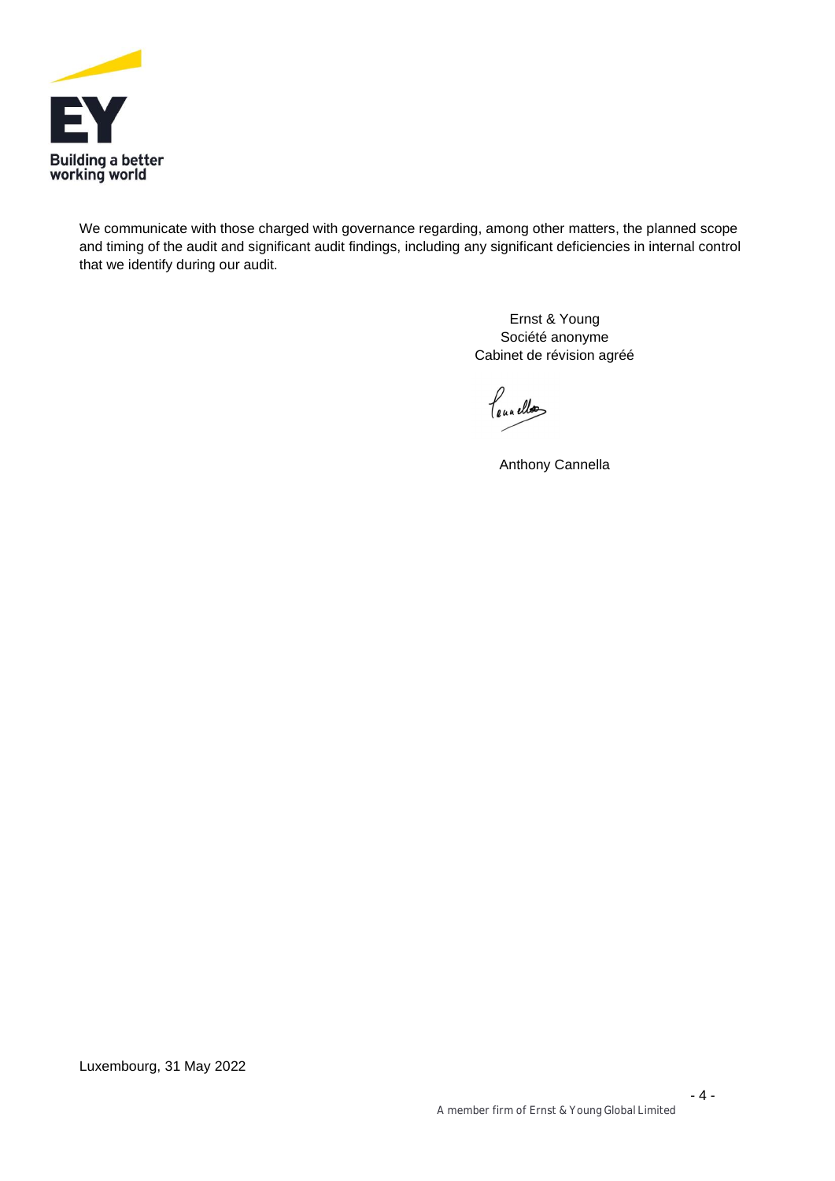We communicate with those charged with governance regarding, among other matters, the planned scope and timing of the audit and significant audit findings, including any significant deficiencies in internal control that we identify during our audit.

Ernst & Young
Société anonyme
Cabinet de révision agréé

Anthony Cannella

Luxembourg, 31 May 2022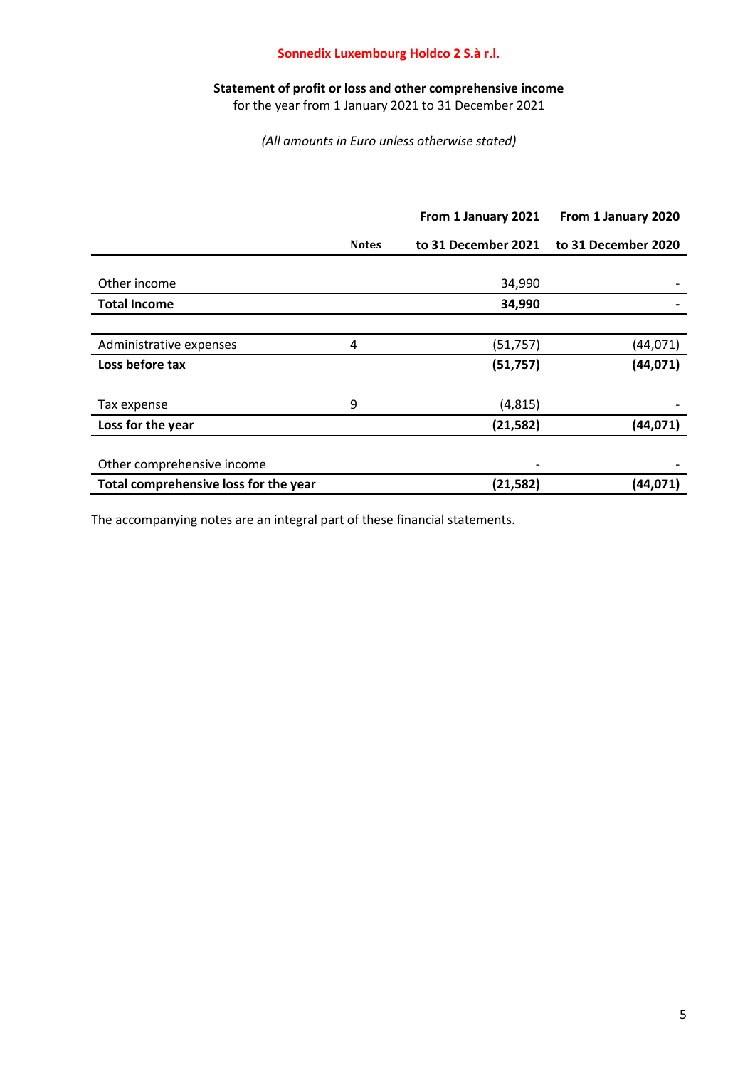**Sonnedix Luxembourg Holdco 2 S.à r.l.**

**Statement of profit or loss and other comprehensive income**
for the year from 1 January 2021 to 31 December 2021

*(All amounts in Euro unless otherwise stated)*

| | Notes | From 1 January 2021 to 31 December 2021 | From 1 January 2020 to 31 December 2020 |
|---|---|---|---|
| Other income | | 34,990 | - |
| **Total Income** | | **34,990** | **-** |
| Administrative expenses | 4 | (51,757) | (44,071) |
| **Loss before tax** | | **(51,757)** | **(44,071)** |
| Tax expense | 9 | (4,815) | - |
| **Loss for the year** | | **(21,582)** | **(44,071)** |
| Other comprehensive income | | - | - |
| **Total comprehensive loss for the year** | | **(21,582)** | **(44,071)** |

The accompanying notes are an integral part of these financial statements.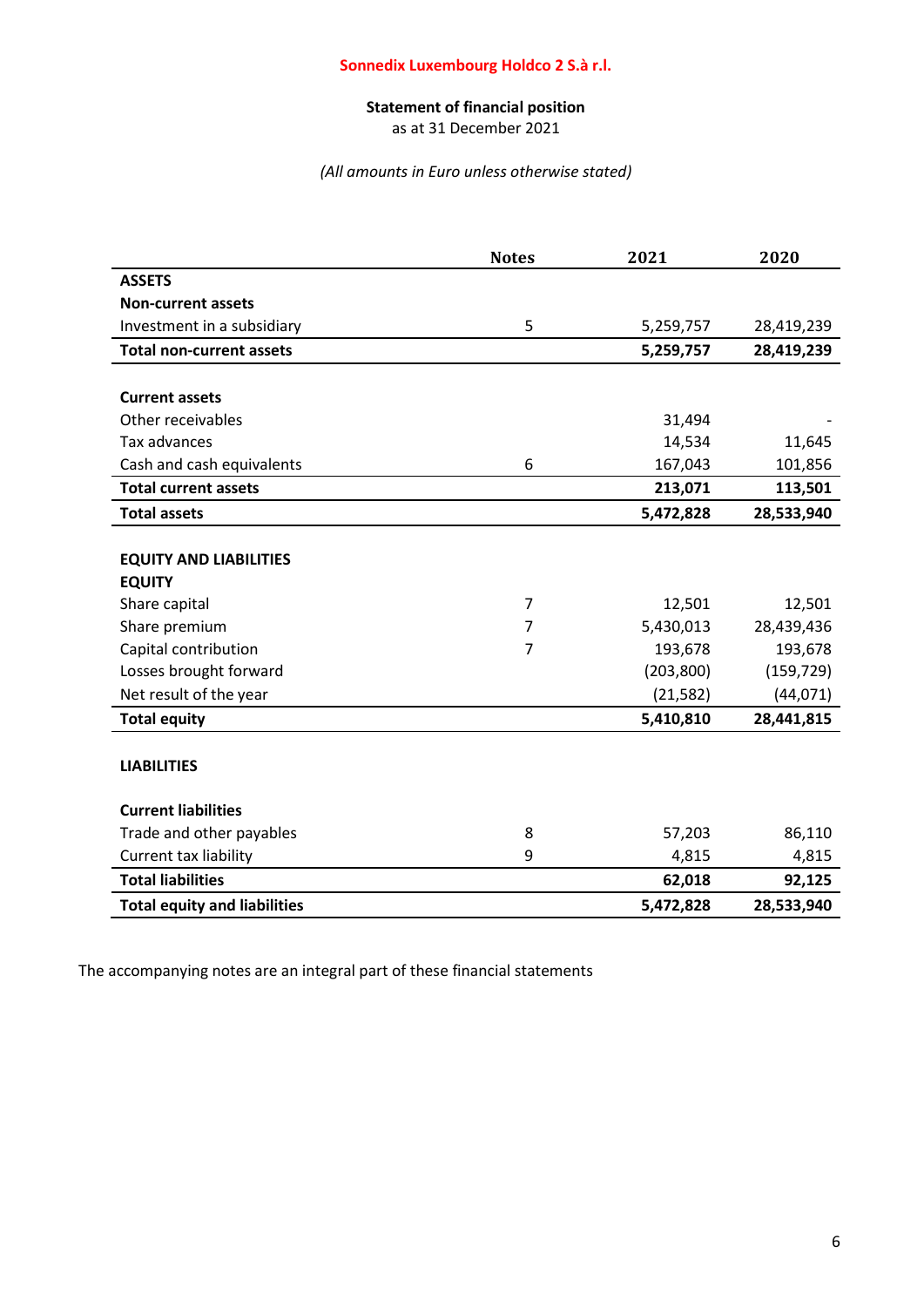**Sonnedix Luxembourg Holdco 2 S.à r.l.**

## Statement of financial position

as at 31 December 2021

*(All amounts in Euro unless otherwise stated)*

| | Notes | 2021 | 2020 |
|---|---|---|---|
| **ASSETS** | | | |
| **Non-current assets** | | | |
| Investment in a subsidiary | 5 | 5,259,757 | 28,419,239 |
| **Total non-current assets** | | **5,259,757** | **28,419,239** |
| | | | |
| **Current assets** | | | |
| Other receivables | | 31,494 | - |
| Tax advances | | 14,534 | 11,645 |
| Cash and cash equivalents | 6 | 167,043 | 101,856 |
| **Total current assets** | | **213,071** | **113,501** |
| **Total assets** | | **5,472,828** | **28,533,940** |
| | | | |
| **EQUITY AND LIABILITIES** | | | |
| **EQUITY** | | | |
| Share capital | 7 | 12,501 | 12,501 |
| Share premium | 7 | 5,430,013 | 28,439,436 |
| Capital contribution | 7 | 193,678 | 193,678 |
| Losses brought forward | | (203,800) | (159,729) |
| Net result of the year | | (21,582) | (44,071) |
| **Total equity** | | **5,410,810** | **28,441,815** |
| | | | |
| **LIABILITIES** | | | |
| | | | |
| **Current liabilities** | | | |
| Trade and other payables | 8 | 57,203 | 86,110 |
| Current tax liability | 9 | 4,815 | 4,815 |
| **Total liabilities** | | **62,018** | **92,125** |
| **Total equity and liabilities** | | **5,472,828** | **28,533,940** |

The accompanying notes are an integral part of these financial statements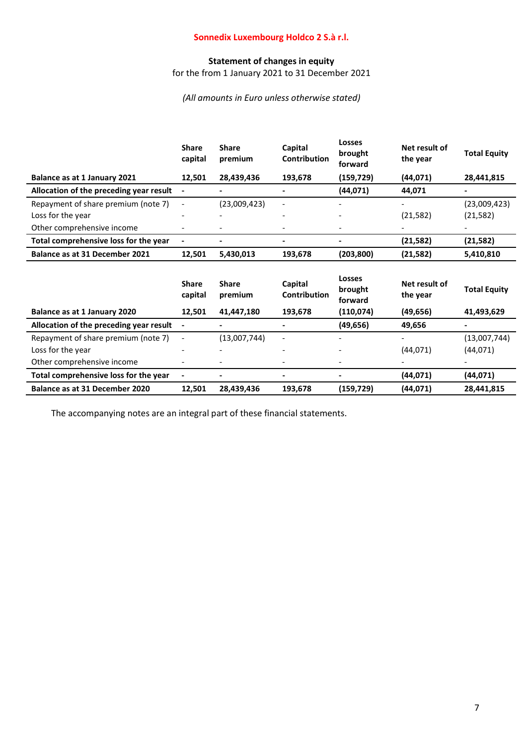**Sonnedix Luxembourg Holdco 2 S.à r.l.**

## Statement of changes in equity

for the from 1 January 2021 to 31 December 2021

*(All amounts in Euro unless otherwise stated)*

| | Share capital | Share premium | Capital Contribution | Losses brought forward | Net result of the year | Total Equity |
|---|---|---|---|---|---|---|
| **Balance as at 1 January 2021** | **12,501** | **28,439,436** | **193,678** | **(159,729)** | **(44,071)** | **28,441,815** |
| **Allocation of the preceding year result** | **-** | **-** | **-** | **(44,071)** | **44,071** | **-** |
| Repayment of share premium (note 7) | - | (23,009,423) | - | - | - | (23,009,423) |
| Loss for the year | - | - | - | - | (21,582) | (21,582) |
| Other comprehensive income | - | - | - | - | - | - |
| **Total comprehensive loss for the year** | **-** | **-** | **-** | **-** | **(21,582)** | **(21,582)** |
| **Balance as at 31 December 2021** | **12,501** | **5,430,013** | **193,678** | **(203,800)** | **(21,582)** | **5,410,810** |

| | Share capital | Share premium | Capital Contribution | Losses brought forward | Net result of the year | Total Equity |
|---|---|---|---|---|---|---|
| **Balance as at 1 January 2020** | **12,501** | **41,447,180** | **193,678** | **(110,074)** | **(49,656)** | **41,493,629** |
| **Allocation of the preceding year result** | **-** | **-** | **-** | **(49,656)** | **49,656** | **-** |
| Repayment of share premium (note 7) | - | (13,007,744) | - | - | - | (13,007,744) |
| Loss for the year | - | - | - | - | (44,071) | (44,071) |
| Other comprehensive income | - | - | - | - | - | - |
| **Total comprehensive loss for the year** | **-** | **-** | **-** | **-** | **(44,071)** | **(44,071)** |
| **Balance as at 31 December 2020** | **12,501** | **28,439,436** | **193,678** | **(159,729)** | **(44,071)** | **28,441,815** |

The accompanying notes are an integral part of these financial statements.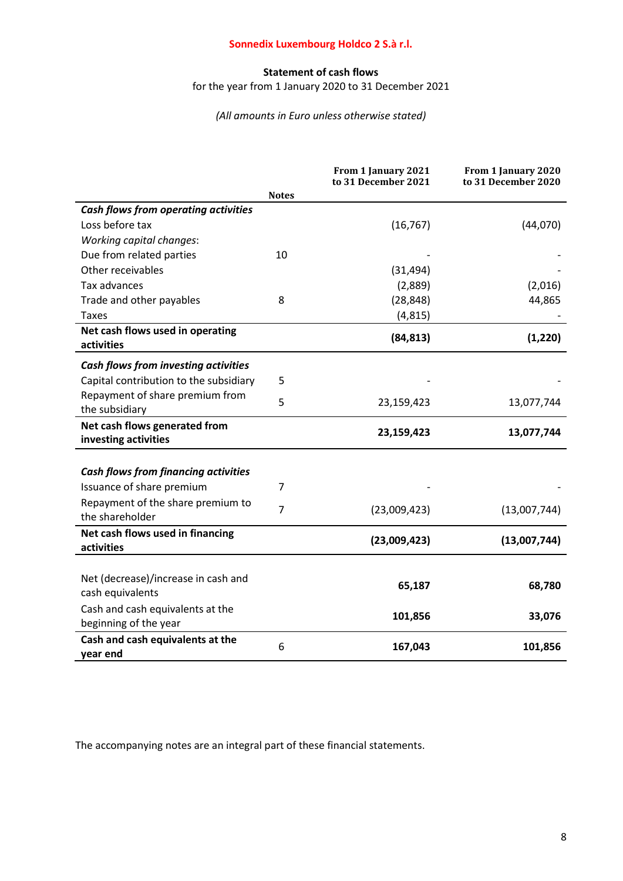**Sonnedix Luxembourg Holdco 2 S.à r.l.**

**Statement of cash flows**

for the year from 1 January 2020 to 31 December 2021

*(All amounts in Euro unless otherwise stated)*

| | Notes | From 1 January 2021 to 31 December 2021 | From 1 January 2020 to 31 December 2020 |
|---|---|---|---|
| ***Cash flows from operating activities*** | | | |
| Loss before tax | | (16,767) | (44,070) |
| *Working capital changes*: | | | |
| Due from related parties | 10 | - | - |
| Other receivables | | (31,494) | - |
| Tax advances | | (2,889) | (2,016) |
| Trade and other payables | 8 | (28,848) | 44,865 |
| Taxes | | (4,815) | - |
| **Net cash flows used in operating activities** | | **(84,813)** | **(1,220)** |
| ***Cash flows from investing activities*** | | | |
| Capital contribution to the subsidiary | 5 | - | - |
| Repayment of share premium from the subsidiary | 5 | 23,159,423 | 13,077,744 |
| **Net cash flows generated from investing activities** | | **23,159,423** | **13,077,744** |
| ***Cash flows from financing activities*** | | | |
| Issuance of share premium | 7 | - | - |
| Repayment of the share premium to the shareholder | 7 | (23,009,423) | (13,007,744) |
| **Net cash flows used in financing activities** | | **(23,009,423)** | **(13,007,744)** |
| Net (decrease)/increase in cash and cash equivalents | | **65,187** | **68,780** |
| Cash and cash equivalents at the beginning of the year | | **101,856** | **33,076** |
| **Cash and cash equivalents at the year end** | 6 | **167,043** | **101,856** |

The accompanying notes are an integral part of these financial statements.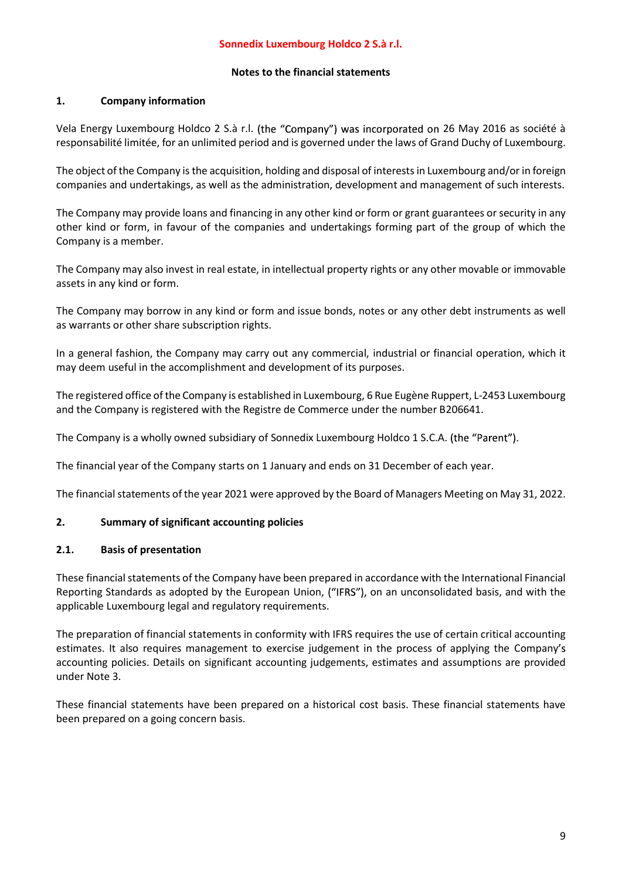## Notes to the financial statements

### 1. Company information

Vela Energy Luxembourg Holdco 2 S.à r.l. (the "Company") was incorporated on 26 May 2016 as société à responsabilité limitée, for an unlimited period and is governed under the laws of Grand Duchy of Luxembourg.

The object of the Company is the acquisition, holding and disposal of interests in Luxembourg and/or in foreign companies and undertakings, as well as the administration, development and management of such interests.

The Company may provide loans and financing in any other kind or form or grant guarantees or security in any other kind or form, in favour of the companies and undertakings forming part of the group of which the Company is a member.

The Company may also invest in real estate, in intellectual property rights or any other movable or immovable assets in any kind or form.

The Company may borrow in any kind or form and issue bonds, notes or any other debt instruments as well as warrants or other share subscription rights.

In a general fashion, the Company may carry out any commercial, industrial or financial operation, which it may deem useful in the accomplishment and development of its purposes.

The registered office of the Company is established in Luxembourg, 6 Rue Eugène Ruppert, L-2453 Luxembourg and the Company is registered with the Registre de Commerce under the number B206641.

The Company is a wholly owned subsidiary of Sonnedix Luxembourg Holdco 1 S.C.A. (the "Parent").

The financial year of the Company starts on 1 January and ends on 31 December of each year.

The financial statements of the year 2021 were approved by the Board of Managers Meeting on May 31, 2022.

### 2. Summary of significant accounting policies

#### 2.1. Basis of presentation

These financial statements of the Company have been prepared in accordance with the International Financial Reporting Standards as adopted by the European Union, ("IFRS"), on an unconsolidated basis, and with the applicable Luxembourg legal and regulatory requirements.

The preparation of financial statements in conformity with IFRS requires the use of certain critical accounting estimates. It also requires management to exercise judgement in the process of applying the Company's accounting policies. Details on significant accounting judgements, estimates and assumptions are provided under Note 3.

These financial statements have been prepared on a historical cost basis. These financial statements have been prepared on a going concern basis.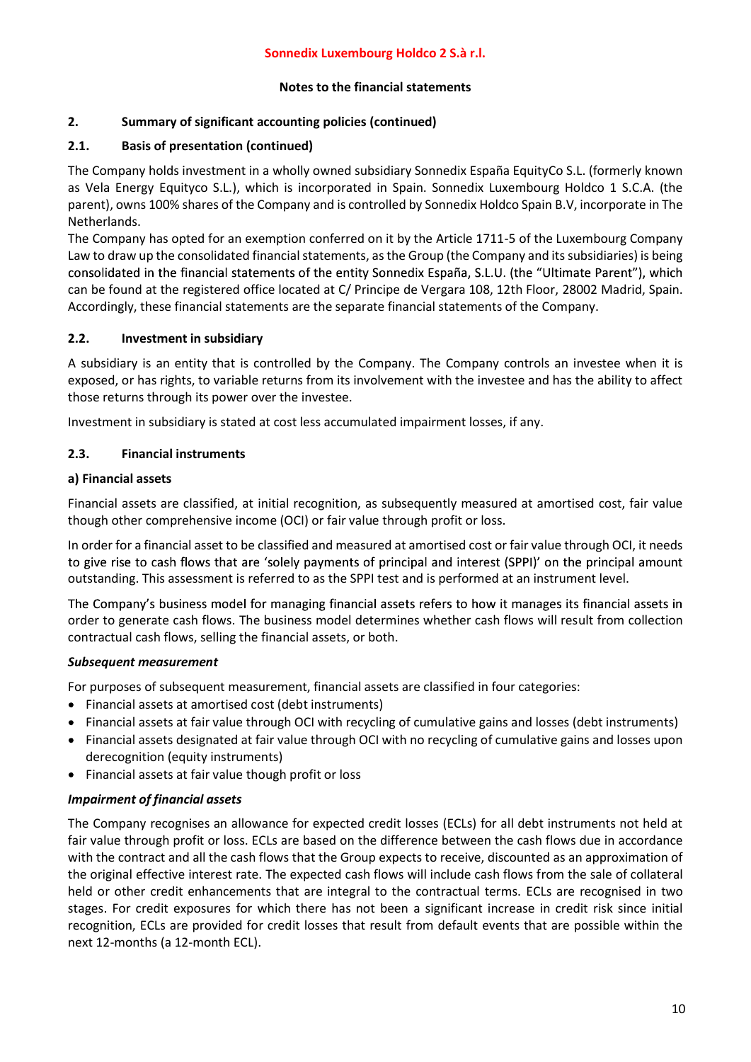## 2. Summary of significant accounting policies (continued)

### 2.1. Basis of presentation (continued)

The Company holds investment in a wholly owned subsidiary Sonnedix España EquityCo S.L. (formerly known as Vela Energy Equityco S.L.), which is incorporated in Spain. Sonnedix Luxembourg Holdco 1 S.C.A. (the parent), owns 100% shares of the Company and is controlled by Sonnedix Holdco Spain B.V, incorporate in The Netherlands.

The Company has opted for an exemption conferred on it by the Article 1711-5 of the Luxembourg Company Law to draw up the consolidated financial statements, as the Group (the Company and its subsidiaries) is being consolidated in the financial statements of the entity Sonnedix España, S.L.U. (the "Ultimate Parent"), which can be found at the registered office located at C/ Principe de Vergara 108, 12th Floor, 28002 Madrid, Spain. Accordingly, these financial statements are the separate financial statements of the Company.

### 2.2. Investment in subsidiary

A subsidiary is an entity that is controlled by the Company. The Company controls an investee when it is exposed, or has rights, to variable returns from its involvement with the investee and has the ability to affect those returns through its power over the investee.

Investment in subsidiary is stated at cost less accumulated impairment losses, if any.

### 2.3. Financial instruments

**a) Financial assets**

Financial assets are classified, at initial recognition, as subsequently measured at amortised cost, fair value though other comprehensive income (OCI) or fair value through profit or loss.

In order for a financial asset to be classified and measured at amortised cost or fair value through OCI, it needs to give rise to cash flows that are 'solely payments of principal and interest (SPPI)' on the principal amount outstanding. This assessment is referred to as the SPPI test and is performed at an instrument level.

The Company's business model for managing financial assets refers to how it manages its financial assets in order to generate cash flows. The business model determines whether cash flows will result from collection contractual cash flows, selling the financial assets, or both.

***Subsequent measurement***

For purposes of subsequent measurement, financial assets are classified in four categories:

- Financial assets at amortised cost (debt instruments)
- Financial assets at fair value through OCI with recycling of cumulative gains and losses (debt instruments)
- Financial assets designated at fair value through OCI with no recycling of cumulative gains and losses upon derecognition (equity instruments)
- Financial assets at fair value though profit or loss

***Impairment of financial assets***

The Company recognises an allowance for expected credit losses (ECLs) for all debt instruments not held at fair value through profit or loss. ECLs are based on the difference between the cash flows due in accordance with the contract and all the cash flows that the Group expects to receive, discounted as an approximation of the original effective interest rate. The expected cash flows will include cash flows from the sale of collateral held or other credit enhancements that are integral to the contractual terms. ECLs are recognised in two stages. For credit exposures for which there has not been a significant increase in credit risk since initial recognition, ECLs are provided for credit losses that result from default events that are possible within the next 12-months (a 12-month ECL).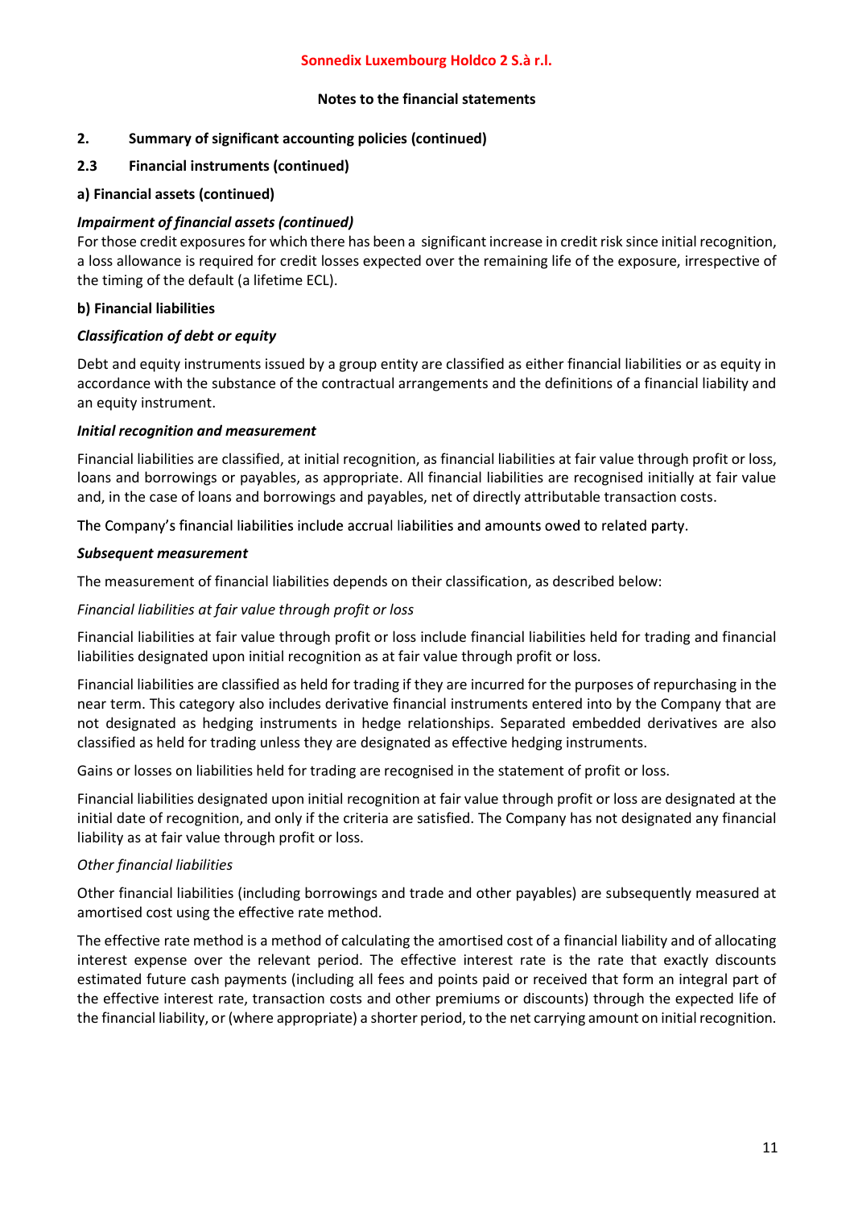## 2. Summary of significant accounting policies (continued)

### 2.3 Financial instruments (continued)

**a) Financial assets (continued)**

***Impairment of financial assets (continued)***

For those credit exposures for which there has been a significant increase in credit risk since initial recognition, a loss allowance is required for credit losses expected over the remaining life of the exposure, irrespective of the timing of the default (a lifetime ECL).

**b) Financial liabilities**

***Classification of debt or equity***

Debt and equity instruments issued by a group entity are classified as either financial liabilities or as equity in accordance with the substance of the contractual arrangements and the definitions of a financial liability and an equity instrument.

***Initial recognition and measurement***

Financial liabilities are classified, at initial recognition, as financial liabilities at fair value through profit or loss, loans and borrowings or payables, as appropriate. All financial liabilities are recognised initially at fair value and, in the case of loans and borrowings and payables, net of directly attributable transaction costs.

The Company's financial liabilities include accrual liabilities and amounts owed to related party.

***Subsequent measurement***

The measurement of financial liabilities depends on their classification, as described below:

*Financial liabilities at fair value through profit or loss*

Financial liabilities at fair value through profit or loss include financial liabilities held for trading and financial liabilities designated upon initial recognition as at fair value through profit or loss.

Financial liabilities are classified as held for trading if they are incurred for the purposes of repurchasing in the near term. This category also includes derivative financial instruments entered into by the Company that are not designated as hedging instruments in hedge relationships. Separated embedded derivatives are also classified as held for trading unless they are designated as effective hedging instruments.

Gains or losses on liabilities held for trading are recognised in the statement of profit or loss.

Financial liabilities designated upon initial recognition at fair value through profit or loss are designated at the initial date of recognition, and only if the criteria are satisfied. The Company has not designated any financial liability as at fair value through profit or loss.

*Other financial liabilities*

Other financial liabilities (including borrowings and trade and other payables) are subsequently measured at amortised cost using the effective rate method.

The effective rate method is a method of calculating the amortised cost of a financial liability and of allocating interest expense over the relevant period. The effective interest rate is the rate that exactly discounts estimated future cash payments (including all fees and points paid or received that form an integral part of the effective interest rate, transaction costs and other premiums or discounts) through the expected life of the financial liability, or (where appropriate) a shorter period, to the net carrying amount on initial recognition.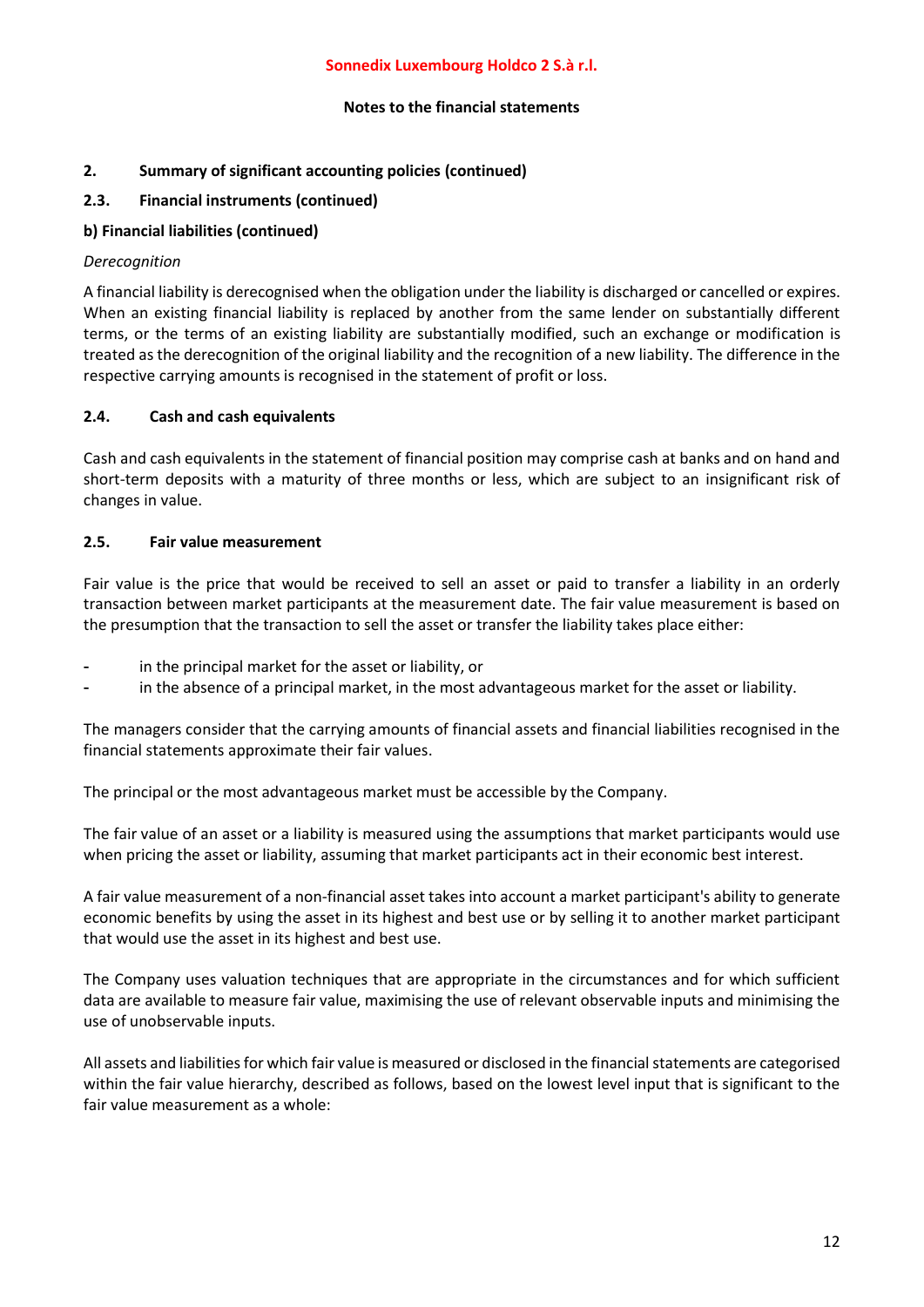## 2. Summary of significant accounting policies (continued)

### 2.3. Financial instruments (continued)

**b) Financial liabilities (continued)**

*Derecognition*

A financial liability is derecognised when the obligation under the liability is discharged or cancelled or expires. When an existing financial liability is replaced by another from the same lender on substantially different terms, or the terms of an existing liability are substantially modified, such an exchange or modification is treated as the derecognition of the original liability and the recognition of a new liability. The difference in the respective carrying amounts is recognised in the statement of profit or loss.

### 2.4. Cash and cash equivalents

Cash and cash equivalents in the statement of financial position may comprise cash at banks and on hand and short-term deposits with a maturity of three months or less, which are subject to an insignificant risk of changes in value.

### 2.5. Fair value measurement

Fair value is the price that would be received to sell an asset or paid to transfer a liability in an orderly transaction between market participants at the measurement date. The fair value measurement is based on the presumption that the transaction to sell the asset or transfer the liability takes place either:

- in the principal market for the asset or liability, or
- in the absence of a principal market, in the most advantageous market for the asset or liability.

The managers consider that the carrying amounts of financial assets and financial liabilities recognised in the financial statements approximate their fair values.

The principal or the most advantageous market must be accessible by the Company.

The fair value of an asset or a liability is measured using the assumptions that market participants would use when pricing the asset or liability, assuming that market participants act in their economic best interest.

A fair value measurement of a non-financial asset takes into account a market participant's ability to generate economic benefits by using the asset in its highest and best use or by selling it to another market participant that would use the asset in its highest and best use.

The Company uses valuation techniques that are appropriate in the circumstances and for which sufficient data are available to measure fair value, maximising the use of relevant observable inputs and minimising the use of unobservable inputs.

All assets and liabilities for which fair value is measured or disclosed in the financial statements are categorised within the fair value hierarchy, described as follows, based on the lowest level input that is significant to the fair value measurement as a whole: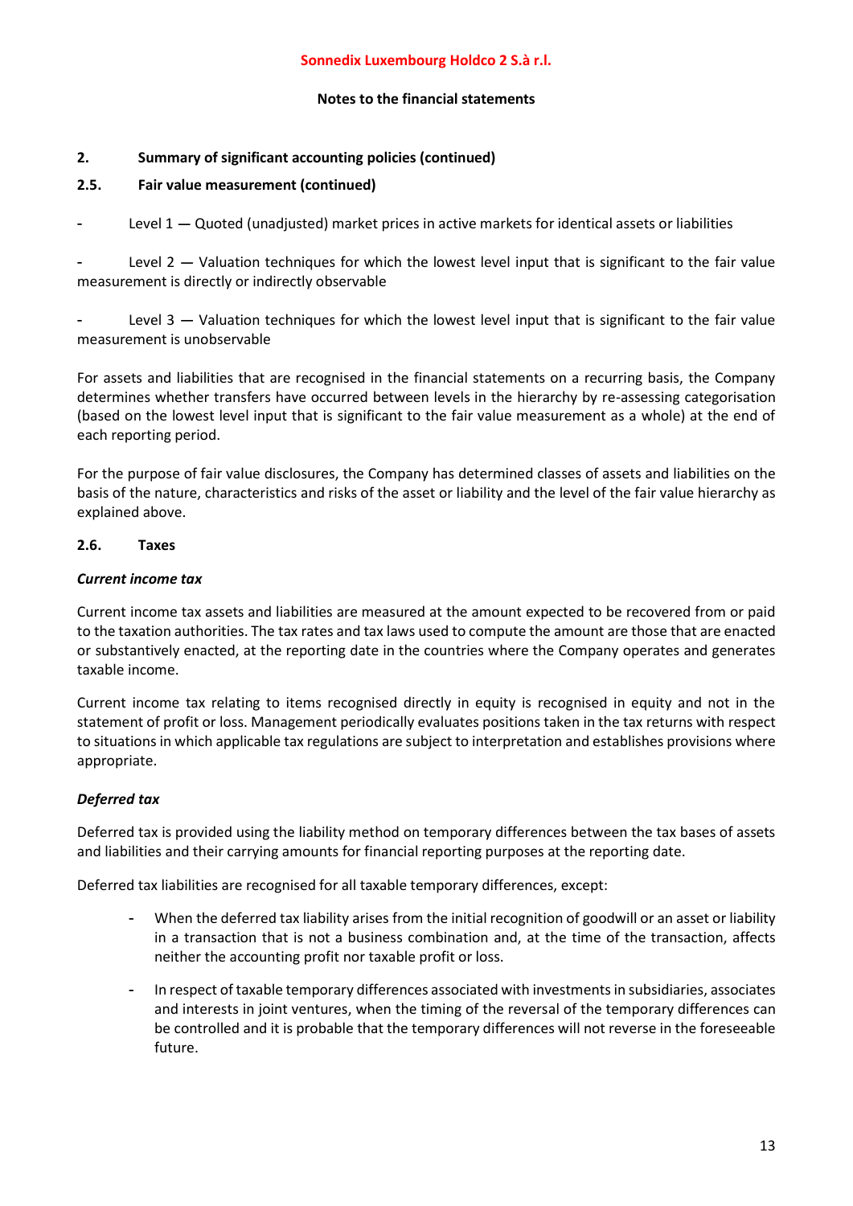## 2. Summary of significant accounting policies (continued)

### 2.5. Fair value measurement (continued)

- Level 1 — Quoted (unadjusted) market prices in active markets for identical assets or liabilities
- Level 2 — Valuation techniques for which the lowest level input that is significant to the fair value measurement is directly or indirectly observable
- Level 3 — Valuation techniques for which the lowest level input that is significant to the fair value measurement is unobservable

For assets and liabilities that are recognised in the financial statements on a recurring basis, the Company determines whether transfers have occurred between levels in the hierarchy by re-assessing categorisation (based on the lowest level input that is significant to the fair value measurement as a whole) at the end of each reporting period.

For the purpose of fair value disclosures, the Company has determined classes of assets and liabilities on the basis of the nature, characteristics and risks of the asset or liability and the level of the fair value hierarchy as explained above.

### 2.6. Taxes

***Current income tax***

Current income tax assets and liabilities are measured at the amount expected to be recovered from or paid to the taxation authorities. The tax rates and tax laws used to compute the amount are those that are enacted or substantively enacted, at the reporting date in the countries where the Company operates and generates taxable income.

Current income tax relating to items recognised directly in equity is recognised in equity and not in the statement of profit or loss. Management periodically evaluates positions taken in the tax returns with respect to situations in which applicable tax regulations are subject to interpretation and establishes provisions where appropriate.

***Deferred tax***

Deferred tax is provided using the liability method on temporary differences between the tax bases of assets and liabilities and their carrying amounts for financial reporting purposes at the reporting date.

Deferred tax liabilities are recognised for all taxable temporary differences, except:

- When the deferred tax liability arises from the initial recognition of goodwill or an asset or liability in a transaction that is not a business combination and, at the time of the transaction, affects neither the accounting profit nor taxable profit or loss.
- In respect of taxable temporary differences associated with investments in subsidiaries, associates and interests in joint ventures, when the timing of the reversal of the temporary differences can be controlled and it is probable that the temporary differences will not reverse in the foreseeable future.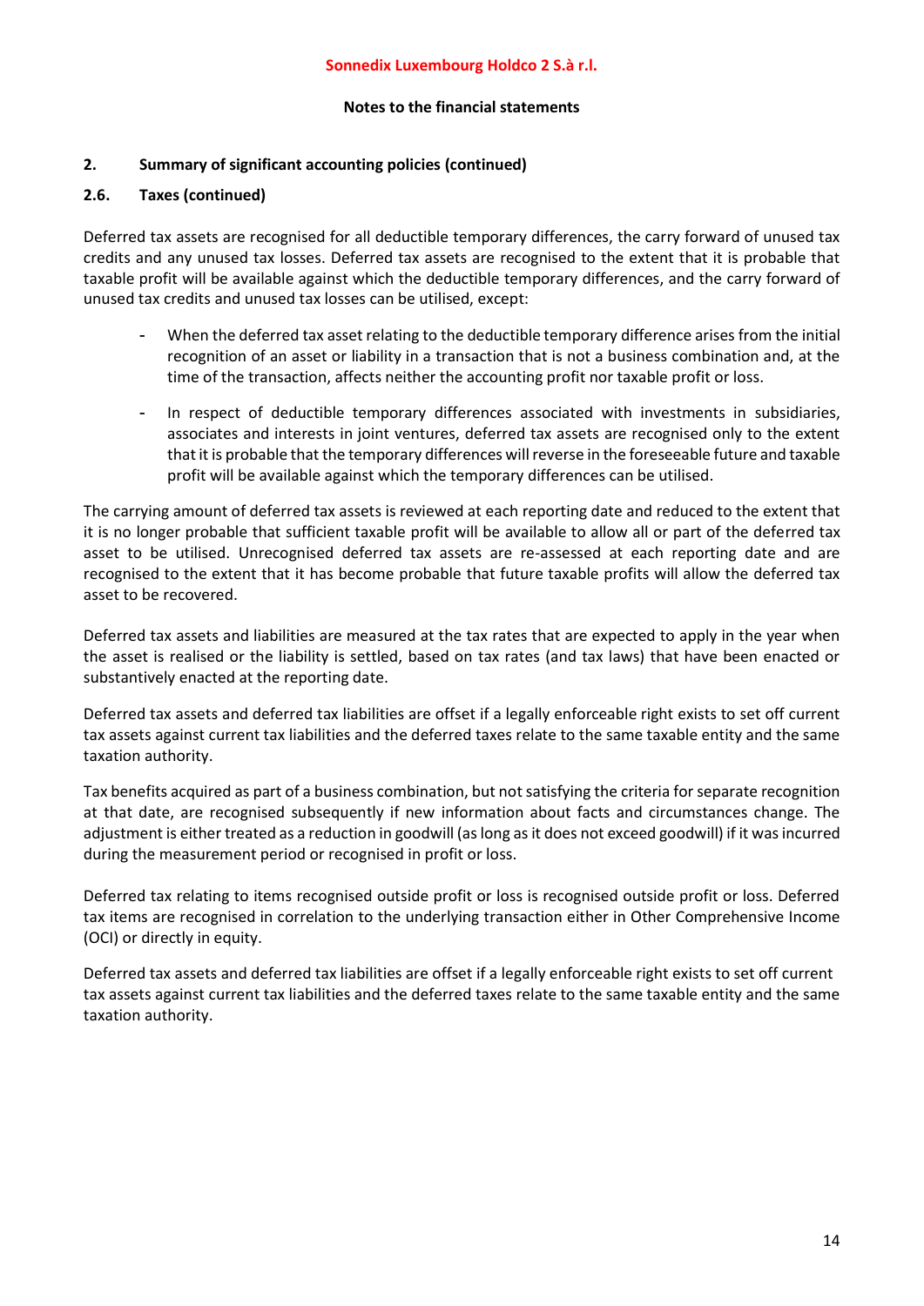## 2. Summary of significant accounting policies (continued)

### 2.6. Taxes (continued)

Deferred tax assets are recognised for all deductible temporary differences, the carry forward of unused tax credits and any unused tax losses. Deferred tax assets are recognised to the extent that it is probable that taxable profit will be available against which the deductible temporary differences, and the carry forward of unused tax credits and unused tax losses can be utilised, except:

- When the deferred tax asset relating to the deductible temporary difference arises from the initial recognition of an asset or liability in a transaction that is not a business combination and, at the time of the transaction, affects neither the accounting profit nor taxable profit or loss.
- In respect of deductible temporary differences associated with investments in subsidiaries, associates and interests in joint ventures, deferred tax assets are recognised only to the extent that it is probable that the temporary differences will reverse in the foreseeable future and taxable profit will be available against which the temporary differences can be utilised.

The carrying amount of deferred tax assets is reviewed at each reporting date and reduced to the extent that it is no longer probable that sufficient taxable profit will be available to allow all or part of the deferred tax asset to be utilised. Unrecognised deferred tax assets are re-assessed at each reporting date and are recognised to the extent that it has become probable that future taxable profits will allow the deferred tax asset to be recovered.

Deferred tax assets and liabilities are measured at the tax rates that are expected to apply in the year when the asset is realised or the liability is settled, based on tax rates (and tax laws) that have been enacted or substantively enacted at the reporting date.

Deferred tax assets and deferred tax liabilities are offset if a legally enforceable right exists to set off current tax assets against current tax liabilities and the deferred taxes relate to the same taxable entity and the same taxation authority.

Tax benefits acquired as part of a business combination, but not satisfying the criteria for separate recognition at that date, are recognised subsequently if new information about facts and circumstances change. The adjustment is either treated as a reduction in goodwill (as long as it does not exceed goodwill) if it was incurred during the measurement period or recognised in profit or loss.

Deferred tax relating to items recognised outside profit or loss is recognised outside profit or loss. Deferred tax items are recognised in correlation to the underlying transaction either in Other Comprehensive Income (OCI) or directly in equity.

Deferred tax assets and deferred tax liabilities are offset if a legally enforceable right exists to set off current tax assets against current tax liabilities and the deferred taxes relate to the same taxable entity and the same taxation authority.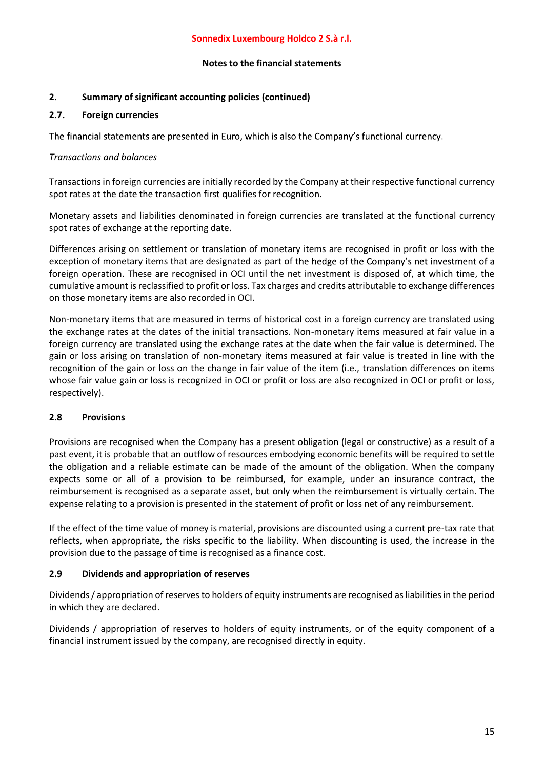## 2. Summary of significant accounting policies (continued)

### 2.7. Foreign currencies

The financial statements are presented in Euro, which is also the Company's functional currency.

*Transactions and balances*

Transactions in foreign currencies are initially recorded by the Company at their respective functional currency spot rates at the date the transaction first qualifies for recognition.

Monetary assets and liabilities denominated in foreign currencies are translated at the functional currency spot rates of exchange at the reporting date.

Differences arising on settlement or translation of monetary items are recognised in profit or loss with the exception of monetary items that are designated as part of the hedge of the Company's net investment of a foreign operation. These are recognised in OCI until the net investment is disposed of, at which time, the cumulative amount is reclassified to profit or loss. Tax charges and credits attributable to exchange differences on those monetary items are also recorded in OCI.

Non-monetary items that are measured in terms of historical cost in a foreign currency are translated using the exchange rates at the dates of the initial transactions. Non-monetary items measured at fair value in a foreign currency are translated using the exchange rates at the date when the fair value is determined. The gain or loss arising on translation of non-monetary items measured at fair value is treated in line with the recognition of the gain or loss on the change in fair value of the item (i.e., translation differences on items whose fair value gain or loss is recognized in OCI or profit or loss are also recognized in OCI or profit or loss, respectively).

### 2.8 Provisions

Provisions are recognised when the Company has a present obligation (legal or constructive) as a result of a past event, it is probable that an outflow of resources embodying economic benefits will be required to settle the obligation and a reliable estimate can be made of the amount of the obligation. When the company expects some or all of a provision to be reimbursed, for example, under an insurance contract, the reimbursement is recognised as a separate asset, but only when the reimbursement is virtually certain. The expense relating to a provision is presented in the statement of profit or loss net of any reimbursement.

If the effect of the time value of money is material, provisions are discounted using a current pre-tax rate that reflects, when appropriate, the risks specific to the liability. When discounting is used, the increase in the provision due to the passage of time is recognised as a finance cost.

### 2.9 Dividends and appropriation of reserves

Dividends / appropriation of reserves to holders of equity instruments are recognised as liabilities in the period in which they are declared.

Dividends / appropriation of reserves to holders of equity instruments, or of the equity component of a financial instrument issued by the company, are recognised directly in equity.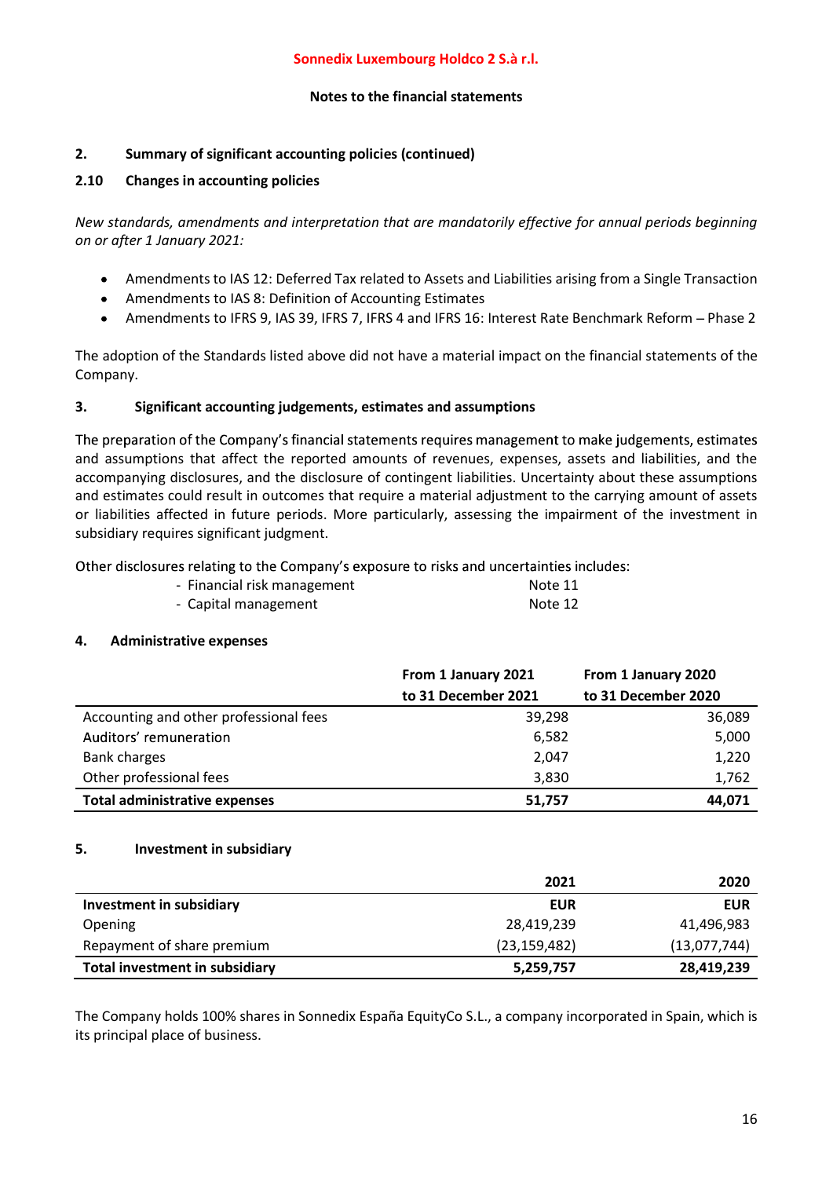## 2. Summary of significant accounting policies (continued)

### 2.10 Changes in accounting policies

*New standards, amendments and interpretation that are mandatorily effective for annual periods beginning on or after 1 January 2021:*

- Amendments to IAS 12: Deferred Tax related to Assets and Liabilities arising from a Single Transaction
- Amendments to IAS 8: Definition of Accounting Estimates
- Amendments to IFRS 9, IAS 39, IFRS 7, IFRS 4 and IFRS 16: Interest Rate Benchmark Reform – Phase 2

The adoption of the Standards listed above did not have a material impact on the financial statements of the Company.

## 3. Significant accounting judgements, estimates and assumptions

The preparation of the Company's financial statements requires management to make judgements, estimates and assumptions that affect the reported amounts of revenues, expenses, assets and liabilities, and the accompanying disclosures, and the disclosure of contingent liabilities. Uncertainty about these assumptions and estimates could result in outcomes that require a material adjustment to the carrying amount of assets or liabilities affected in future periods. More particularly, assessing the impairment of the investment in subsidiary requires significant judgment.

Other disclosures relating to the Company's exposure to risks and uncertainties includes:

- Financial risk management — Note 11
- Capital management — Note 12

## 4. Administrative expenses

| | From 1 January 2021 to 31 December 2021 | From 1 January 2020 to 31 December 2020 |
|---|---|---|
| Accounting and other professional fees | 39,298 | 36,089 |
| Auditors' remuneration | 6,582 | 5,000 |
| Bank charges | 2,047 | 1,220 |
| Other professional fees | 3,830 | 1,762 |
| **Total administrative expenses** | **51,757** | **44,071** |

## 5. Investment in subsidiary

| | 2021 | 2020 |
|---|---|---|
| **Investment in subsidiary** | **EUR** | **EUR** |
| Opening | 28,419,239 | 41,496,983 |
| Repayment of share premium | (23,159,482) | (13,077,744) |
| **Total investment in subsidiary** | **5,259,757** | **28,419,239** |

The Company holds 100% shares in Sonnedix España EquityCo S.L., a company incorporated in Spain, which is its principal place of business.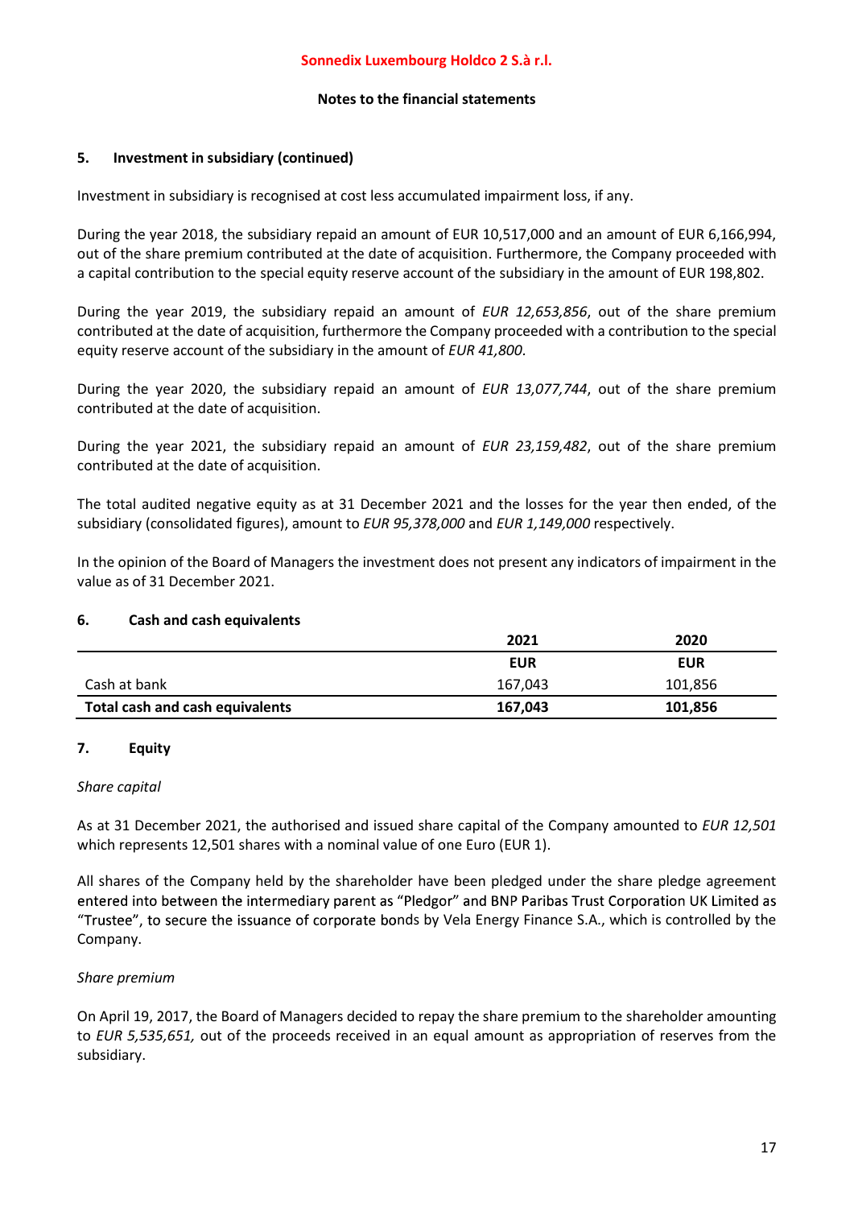### 5. Investment in subsidiary (continued)

Investment in subsidiary is recognised at cost less accumulated impairment loss, if any.

During the year 2018, the subsidiary repaid an amount of EUR 10,517,000 and an amount of EUR 6,166,994, out of the share premium contributed at the date of acquisition. Furthermore, the Company proceeded with a capital contribution to the special equity reserve account of the subsidiary in the amount of EUR 198,802.

During the year 2019, the subsidiary repaid an amount of *EUR 12,653,856*, out of the share premium contributed at the date of acquisition, furthermore the Company proceeded with a contribution to the special equity reserve account of the subsidiary in the amount of *EUR 41,800.*

During the year 2020, the subsidiary repaid an amount of *EUR 13,077,744*, out of the share premium contributed at the date of acquisition.

During the year 2021, the subsidiary repaid an amount of *EUR 23,159,482*, out of the share premium contributed at the date of acquisition.

The total audited negative equity as at 31 December 2021 and the losses for the year then ended, of the subsidiary (consolidated figures), amount to *EUR 95,378,000* and *EUR 1,149,000* respectively.

In the opinion of the Board of Managers the investment does not present any indicators of impairment in the value as of 31 December 2021.

### 6. Cash and cash equivalents

| | 2021 | 2020 |
|---|---|---|
| | EUR | EUR |
| Cash at bank | 167,043 | 101,856 |
| **Total cash and cash equivalents** | **167,043** | **101,856** |

### 7. Equity

*Share capital*

As at 31 December 2021, the authorised and issued share capital of the Company amounted to *EUR 12,501* which represents 12,501 shares with a nominal value of one Euro (EUR 1).

All shares of the Company held by the shareholder have been pledged under the share pledge agreement entered into between the intermediary parent as "Pledgor" and BNP Paribas Trust Corporation UK Limited as "Trustee", to secure the issuance of corporate bonds by Vela Energy Finance S.A., which is controlled by the Company.

*Share premium*

On April 19, 2017, the Board of Managers decided to repay the share premium to the shareholder amounting to *EUR 5,535,651,* out of the proceeds received in an equal amount as appropriation of reserves from the subsidiary.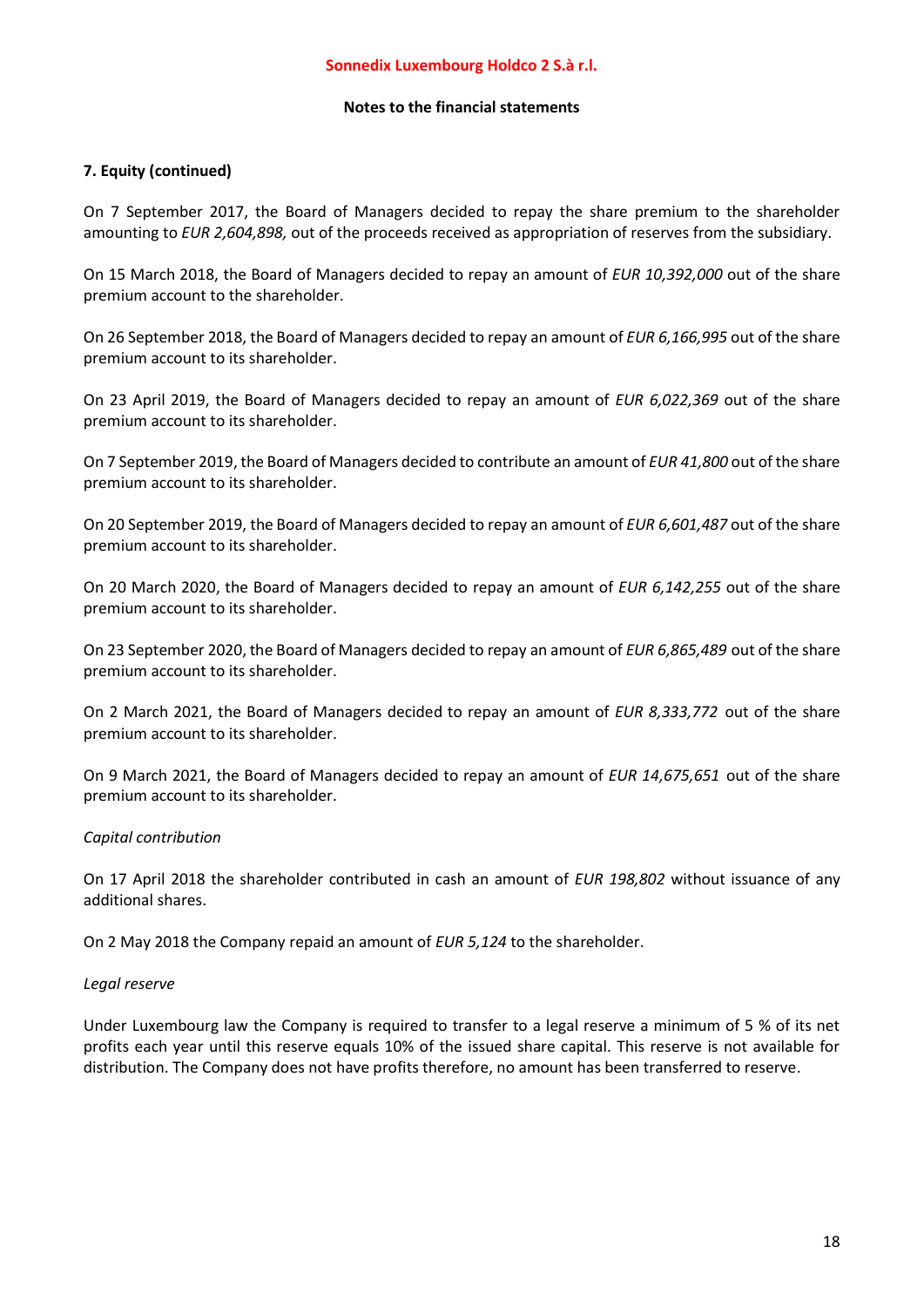## 7. Equity (continued)

On 7 September 2017, the Board of Managers decided to repay the share premium to the shareholder amounting to *EUR 2,604,898,* out of the proceeds received as appropriation of reserves from the subsidiary.

On 15 March 2018, the Board of Managers decided to repay an amount of *EUR 10,392,000* out of the share premium account to the shareholder.

On 26 September 2018, the Board of Managers decided to repay an amount of *EUR 6,166,995* out of the share premium account to its shareholder.

On 23 April 2019, the Board of Managers decided to repay an amount of *EUR 6,022,369* out of the share premium account to its shareholder.

On 7 September 2019, the Board of Managers decided to contribute an amount of *EUR 41,800* out of the share premium account to its shareholder.

On 20 September 2019, the Board of Managers decided to repay an amount of *EUR 6,601,487* out of the share premium account to its shareholder.

On 20 March 2020, the Board of Managers decided to repay an amount of *EUR 6,142,255* out of the share premium account to its shareholder.

On 23 September 2020, the Board of Managers decided to repay an amount of *EUR 6,865,489* out of the share premium account to its shareholder.

On 2 March 2021, the Board of Managers decided to repay an amount of *EUR 8,333,772* out of the share premium account to its shareholder.

On 9 March 2021, the Board of Managers decided to repay an amount of *EUR 14,675,651* out of the share premium account to its shareholder.

*Capital contribution*

On 17 April 2018 the shareholder contributed in cash an amount of *EUR 198,802* without issuance of any additional shares.

On 2 May 2018 the Company repaid an amount of *EUR 5,124* to the shareholder.

*Legal reserve*

Under Luxembourg law the Company is required to transfer to a legal reserve a minimum of 5 % of its net profits each year until this reserve equals 10% of the issued share capital. This reserve is not available for distribution. The Company does not have profits therefore, no amount has been transferred to reserve.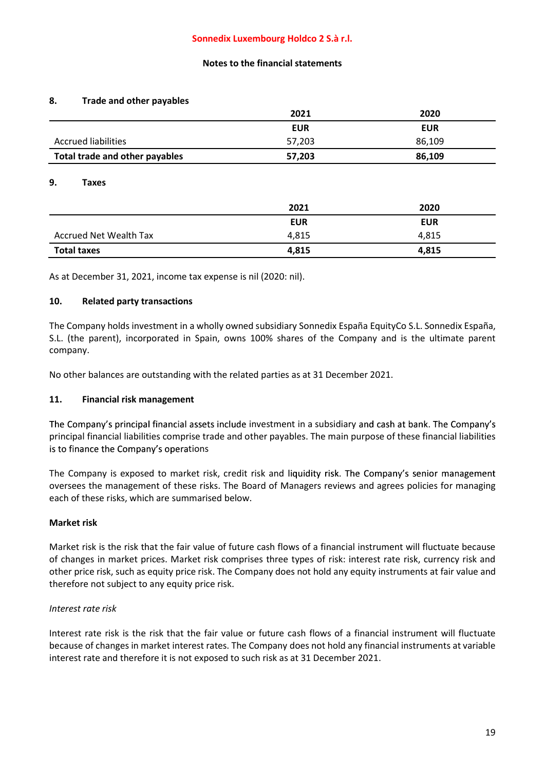Sonnedix Luxembourg Holdco 2 S.à r.l.

Notes to the financial statements

## 8. Trade and other payables

| | 2021 | 2020 |
|---|---|---|
| | EUR | EUR |
| Accrued liabilities | 57,203 | 86,109 |
| **Total trade and other payables** | **57,203** | **86,109** |

## 9. Taxes

| | 2021 | 2020 |
|---|---|---|
| | EUR | EUR |
| Accrued Net Wealth Tax | 4,815 | 4,815 |
| **Total taxes** | **4,815** | **4,815** |

As at December 31, 2021, income tax expense is nil (2020: nil).

## 10. Related party transactions

The Company holds investment in a wholly owned subsidiary Sonnedix España EquityCo S.L. Sonnedix España, S.L. (the parent), incorporated in Spain, owns 100% shares of the Company and is the ultimate parent company.

No other balances are outstanding with the related parties as at 31 December 2021.

## 11. Financial risk management

The Company's principal financial assets include investment in a subsidiary and cash at bank. The Company's principal financial liabilities comprise trade and other payables. The main purpose of these financial liabilities is to finance the Company's operations

The Company is exposed to market risk, credit risk and liquidity risk. The Company's senior management oversees the management of these risks. The Board of Managers reviews and agrees policies for managing each of these risks, which are summarised below.

**Market risk**

Market risk is the risk that the fair value of future cash flows of a financial instrument will fluctuate because of changes in market prices. Market risk comprises three types of risk: interest rate risk, currency risk and other price risk, such as equity price risk. The Company does not hold any equity instruments at fair value and therefore not subject to any equity price risk.

*Interest rate risk*

Interest rate risk is the risk that the fair value or future cash flows of a financial instrument will fluctuate because of changes in market interest rates. The Company does not hold any financial instruments at variable interest rate and therefore it is not exposed to such risk as at 31 December 2021.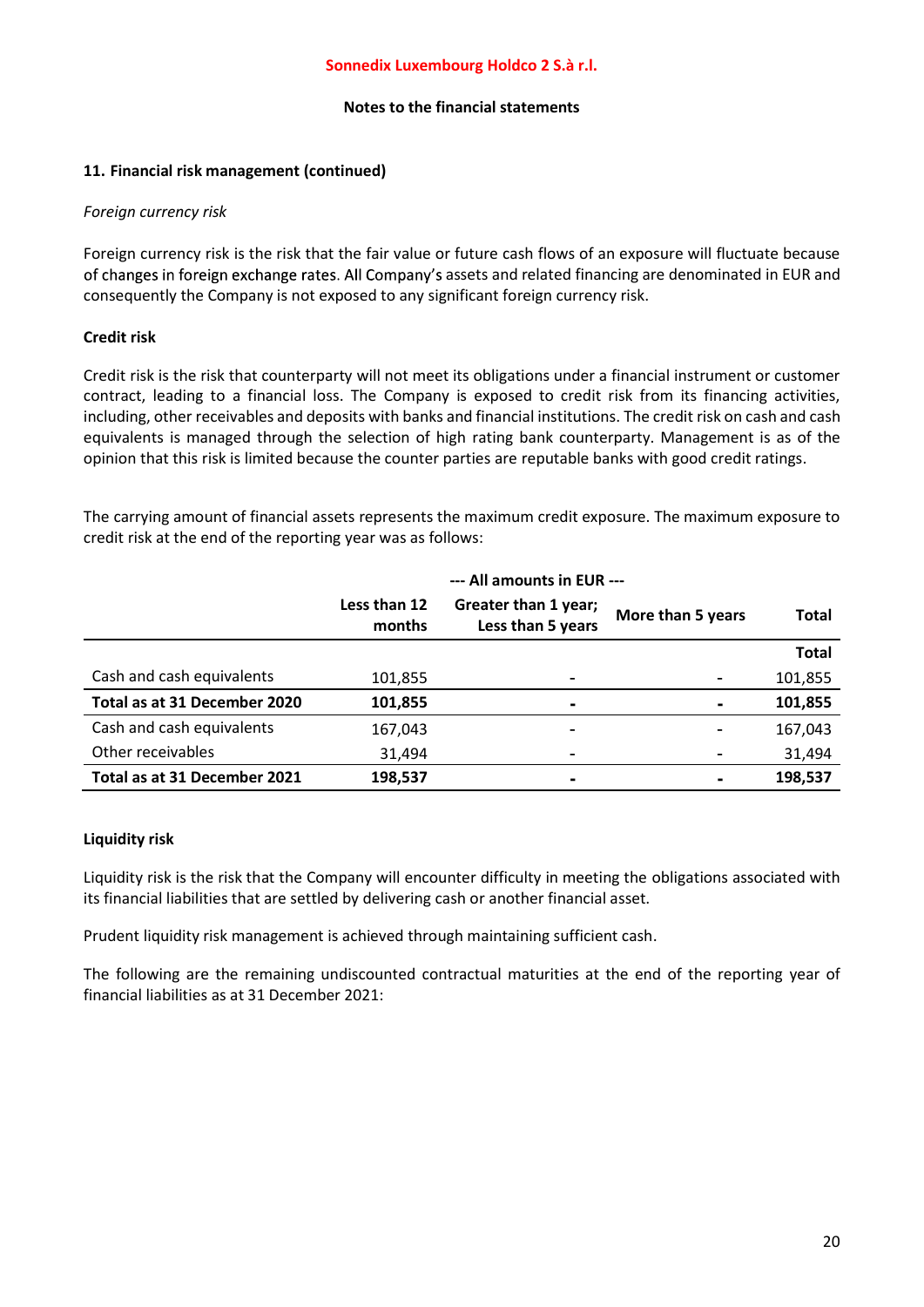**Sonnedix Luxembourg Holdco 2 S.à r.l.**

**Notes to the financial statements**

## 11. Financial risk management (continued)

*Foreign currency risk*

Foreign currency risk is the risk that the fair value or future cash flows of an exposure will fluctuate because of changes in foreign exchange rates. All Company's assets and related financing are denominated in EUR and consequently the Company is not exposed to any significant foreign currency risk.

### Credit risk

Credit risk is the risk that counterparty will not meet its obligations under a financial instrument or customer contract, leading to a financial loss. The Company is exposed to credit risk from its financing activities, including, other receivables and deposits with banks and financial institutions. The credit risk on cash and cash equivalents is managed through the selection of high rating bank counterparty. Management is as of the opinion that this risk is limited because the counter parties are reputable banks with good credit ratings.

The carrying amount of financial assets represents the maximum credit exposure. The maximum exposure to credit risk at the end of the reporting year was as follows:

| | --- All amounts in EUR --- | | | |
|---|---|---|---|---|
| | Less than 12 months | Greater than 1 year; Less than 5 years | More than 5 years | Total |
| | | | | **Total** |
| Cash and cash equivalents | 101,855 | - | - | 101,855 |
| **Total as at 31 December 2020** | **101,855** | **-** | **-** | **101,855** |
| Cash and cash equivalents | 167,043 | - | - | 167,043 |
| Other receivables | 31,494 | - | - | 31,494 |
| **Total as at 31 December 2021** | **198,537** | **-** | **-** | **198,537** |

### Liquidity risk

Liquidity risk is the risk that the Company will encounter difficulty in meeting the obligations associated with its financial liabilities that are settled by delivering cash or another financial asset.

Prudent liquidity risk management is achieved through maintaining sufficient cash.

The following are the remaining undiscounted contractual maturities at the end of the reporting year of financial liabilities as at 31 December 2021: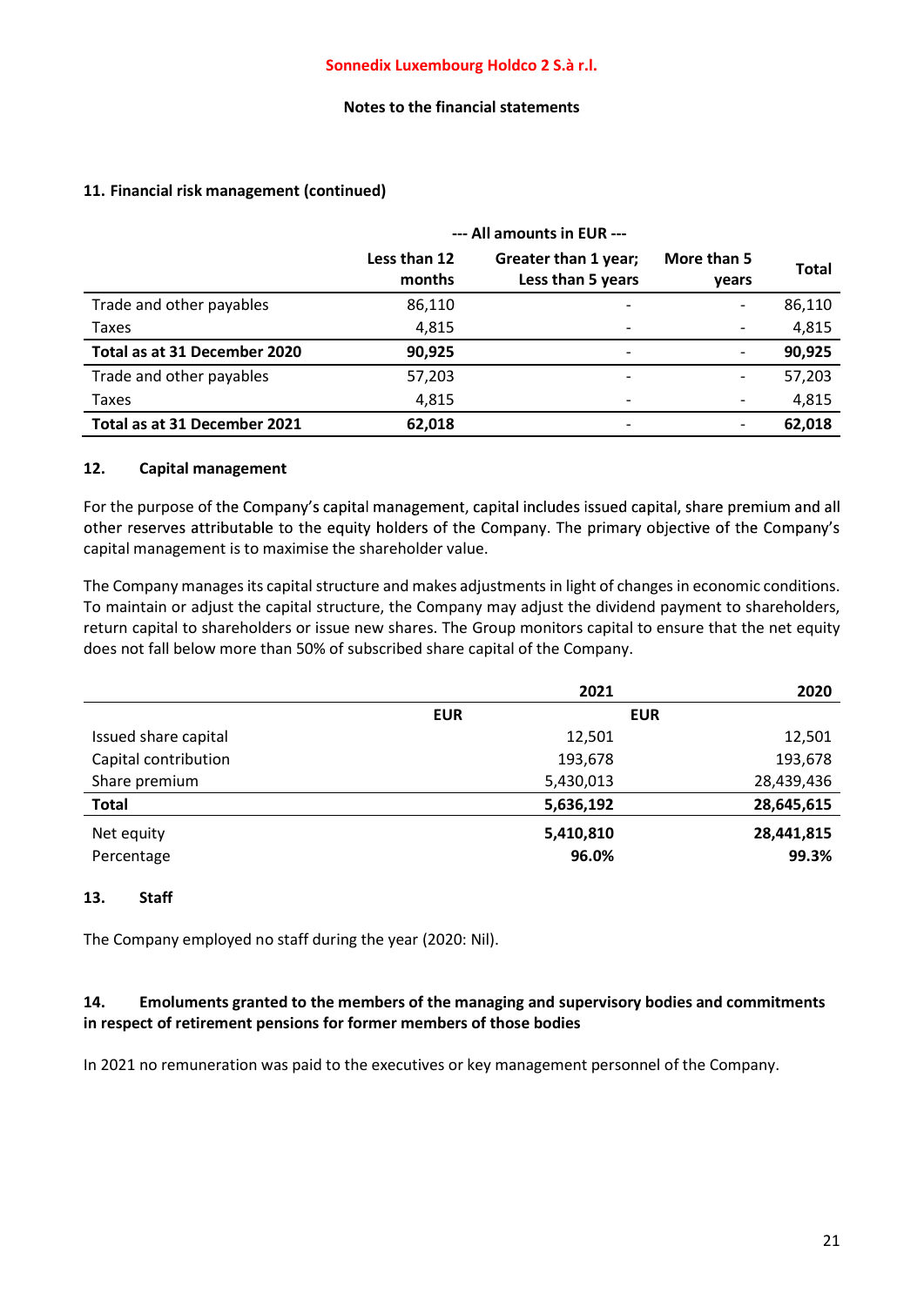## 11. Financial risk management (continued)

| | --- All amounts in EUR --- | | | |
|---|---|---|---|---|
| | Less than 12 months | Greater than 1 year; Less than 5 years | More than 5 years | Total |
| Trade and other payables | 86,110 | - | - | 86,110 |
| Taxes | 4,815 | - | - | 4,815 |
| **Total as at 31 December 2020** | **90,925** | - | - | **90,925** |
| Trade and other payables | 57,203 | - | - | 57,203 |
| Taxes | 4,815 | - | - | 4,815 |
| **Total as at 31 December 2021** | **62,018** | - | - | **62,018** |

## 12. Capital management

For the purpose of the Company's capital management, capital includes issued capital, share premium and all other reserves attributable to the equity holders of the Company. The primary objective of the Company's capital management is to maximise the shareholder value.

The Company manages its capital structure and makes adjustments in light of changes in economic conditions. To maintain or adjust the capital structure, the Company may adjust the dividend payment to shareholders, return capital to shareholders or issue new shares. The Group monitors capital to ensure that the net equity does not fall below more than 50% of subscribed share capital of the Company.

| | 2021 | 2020 |
|---|---|---|
| | EUR | EUR |
| Issued share capital | 12,501 | 12,501 |
| Capital contribution | 193,678 | 193,678 |
| Share premium | 5,430,013 | 28,439,436 |
| **Total** | **5,636,192** | **28,645,615** |
| Net equity | **5,410,810** | **28,441,815** |
| Percentage | **96.0%** | **99.3%** |

## 13. Staff

The Company employed no staff during the year (2020: Nil).

## 14. Emoluments granted to the members of the managing and supervisory bodies and commitments in respect of retirement pensions for former members of those bodies

In 2021 no remuneration was paid to the executives or key management personnel of the Company.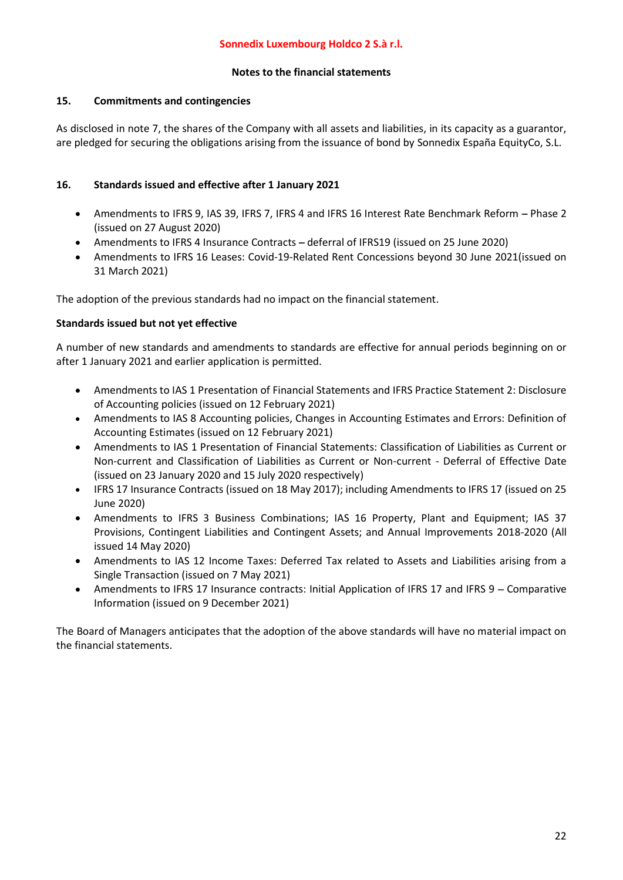**Sonnedix Luxembourg Holdco 2 S.à r.l.**

**Notes to the financial statements**

## 15. Commitments and contingencies

As disclosed in note 7, the shares of the Company with all assets and liabilities, in its capacity as a guarantor, are pledged for securing the obligations arising from the issuance of bond by Sonnedix España EquityCo, S.L.

## 16. Standards issued and effective after 1 January 2021

- Amendments to IFRS 9, IAS 39, IFRS 7, IFRS 4 and IFRS 16 Interest Rate Benchmark Reform – Phase 2 (issued on 27 August 2020)
- Amendments to IFRS 4 Insurance Contracts – deferral of IFRS19 (issued on 25 June 2020)
- Amendments to IFRS 16 Leases: Covid-19-Related Rent Concessions beyond 30 June 2021(issued on 31 March 2021)

The adoption of the previous standards had no impact on the financial statement.

**Standards issued but not yet effective**

A number of new standards and amendments to standards are effective for annual periods beginning on or after 1 January 2021 and earlier application is permitted.

- Amendments to IAS 1 Presentation of Financial Statements and IFRS Practice Statement 2: Disclosure of Accounting policies (issued on 12 February 2021)
- Amendments to IAS 8 Accounting policies, Changes in Accounting Estimates and Errors: Definition of Accounting Estimates (issued on 12 February 2021)
- Amendments to IAS 1 Presentation of Financial Statements: Classification of Liabilities as Current or Non-current and Classification of Liabilities as Current or Non-current - Deferral of Effective Date (issued on 23 January 2020 and 15 July 2020 respectively)
- IFRS 17 Insurance Contracts (issued on 18 May 2017); including Amendments to IFRS 17 (issued on 25 June 2020)
- Amendments to IFRS 3 Business Combinations; IAS 16 Property, Plant and Equipment; IAS 37 Provisions, Contingent Liabilities and Contingent Assets; and Annual Improvements 2018-2020 (All issued 14 May 2020)
- Amendments to IAS 12 Income Taxes: Deferred Tax related to Assets and Liabilities arising from a Single Transaction (issued on 7 May 2021)
- Amendments to IFRS 17 Insurance contracts: Initial Application of IFRS 17 and IFRS 9 – Comparative Information (issued on 9 December 2021)

The Board of Managers anticipates that the adoption of the above standards will have no material impact on the financial statements.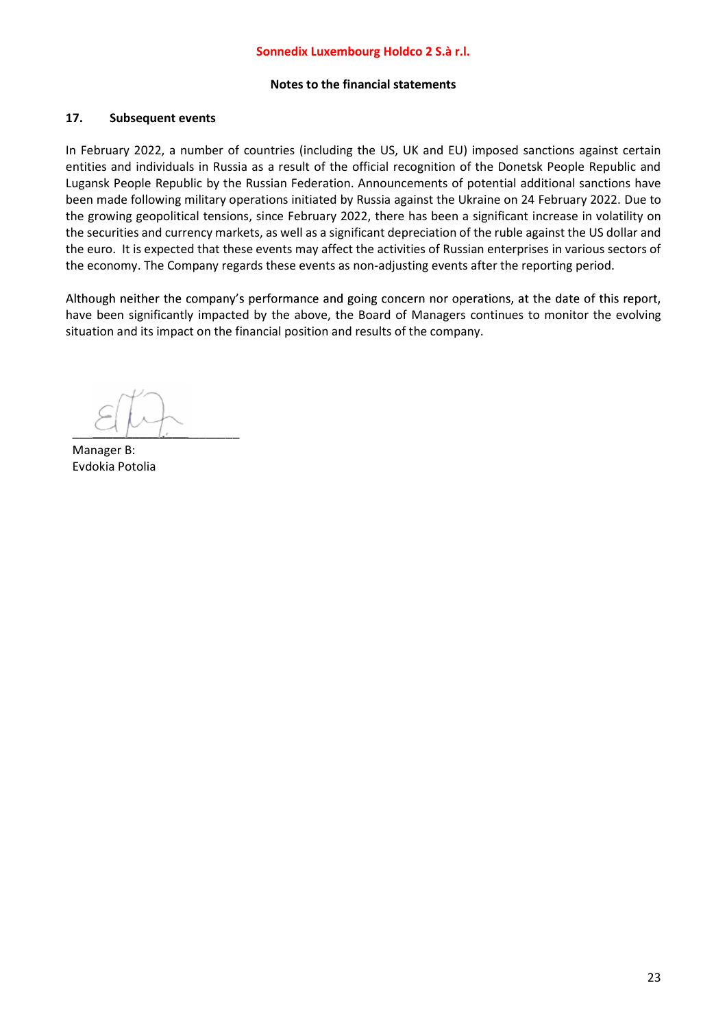**Notes to the financial statements**

## 17. Subsequent events

In February 2022, a number of countries (including the US, UK and EU) imposed sanctions against certain entities and individuals in Russia as a result of the official recognition of the Donetsk People Republic and Lugansk People Republic by the Russian Federation. Announcements of potential additional sanctions have been made following military operations initiated by Russia against the Ukraine on 24 February 2022. Due to the growing geopolitical tensions, since February 2022, there has been a significant increase in volatility on the securities and currency markets, as well as a significant depreciation of the ruble against the US dollar and the euro. It is expected that these events may affect the activities of Russian enterprises in various sectors of the economy. The Company regards these events as non-adjusting events after the reporting period.

Although neither the company's performance and going concern nor operations, at the date of this report, have been significantly impacted by the above, the Board of Managers continues to monitor the evolving situation and its impact on the financial position and results of the company.

\_\_\_\_\_\_\_\_\_\_\_\_\_\_\_\_\_\_\_\_\_\_\_\_\_

Manager B:
Evdokia Potolia